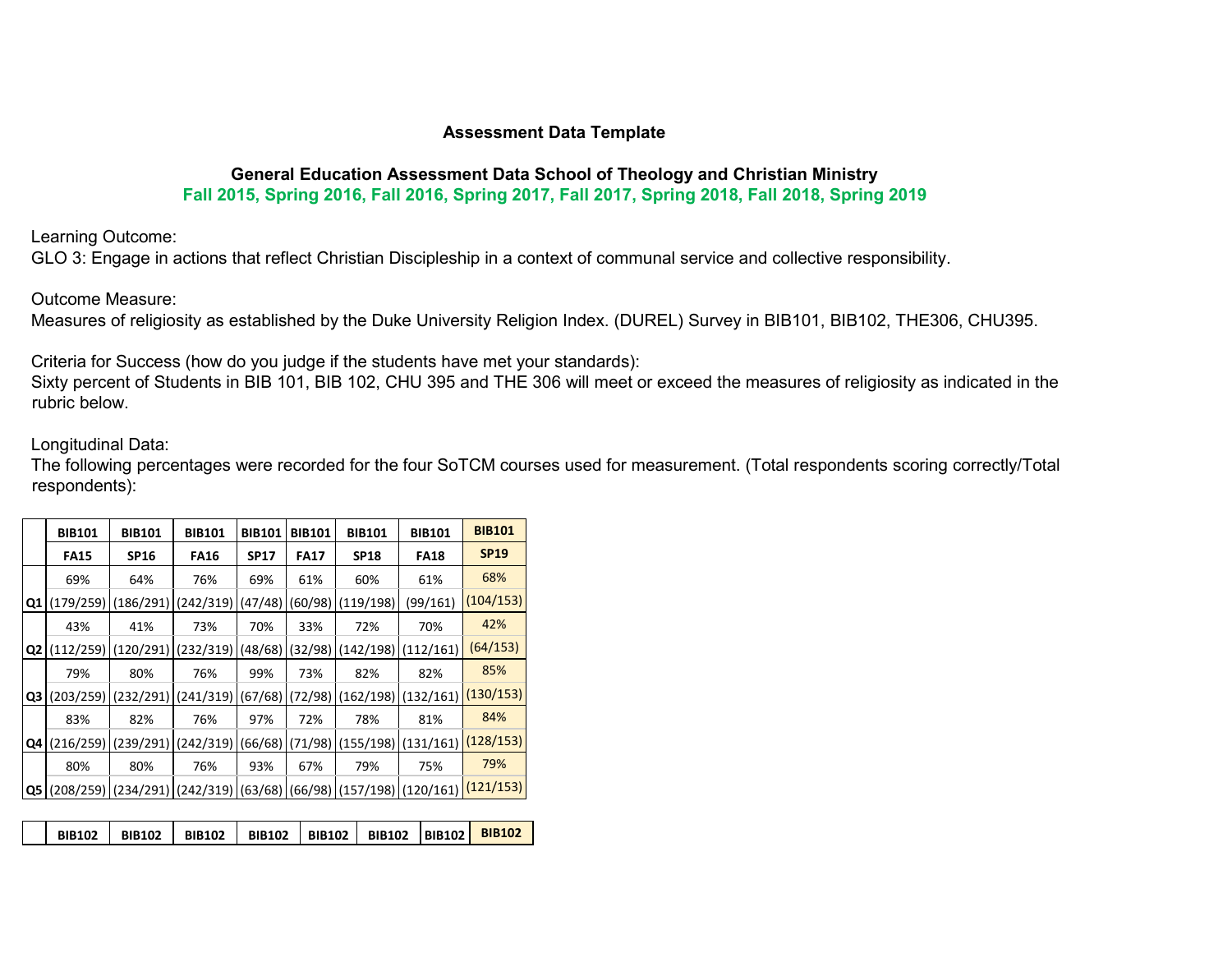**Assessment Data Template**

**General Education Assessment Data School of Theology and Christian Ministry**

**Fall 2015, Spring 2016, Fall 2016, Spring 2017, Fall 2017, Spring 2018, Fall 2018, Spring 2019**

Learning Outcome:
GLO 3: Engage in actions that reflect Christian Discipleship in a context of communal service and collective responsibility.

Outcome Measure:
Measures of religiosity as established by the Duke University Religion Index. (DUREL) Survey in BIB101, BIB102, THE306, CHU395.

Criteria for Success (how do you judge if the students have met your standards):
Sixty percent of Students in BIB 101, BIB 102, CHU 395 and THE 306 will meet or exceed the measures of religiosity as indicated in the rubric below.

Longitudinal Data:
The following percentages were recorded for the four SoTCM courses used for measurement. (Total respondents scoring correctly/Total respondents):

| | **BIB101** | **BIB101** | **BIB101** | **BIB101** | **BIB101** | **BIB101** | **BIB101** | **BIB101** |
|---|---|---|---|---|---|---|---|---|
| | **FA15** | **SP16** | **FA16** | **SP17** | **FA17** | **SP18** | **FA18** | **SP19** |
| | 69% | 64% | 76% | 69% | 61% | 60% | 61% | 68% |
| **Q1** | (179/259) | (186/291) | (242/319) | (47/48) | (60/98) | (119/198) | (99/161) | (104/153) |
| | 43% | 41% | 73% | 70% | 33% | 72% | 70% | 42% |
| **Q2** | (112/259) | (120/291) | (232/319) | (48/68) | (32/98) | (142/198) | (112/161) | (64/153) |
| | 79% | 80% | 76% | 99% | 73% | 82% | 82% | 85% |
| **Q3** | (203/259) | (232/291) | (241/319) | (67/68) | (72/98) | (162/198) | (132/161) | (130/153) |
| | 83% | 82% | 76% | 97% | 72% | 78% | 81% | 84% |
| **Q4** | (216/259) | (239/291) | (242/319) | (66/68) | (71/98) | (155/198) | (131/161) | (128/153) |
| | 80% | 80% | 76% | 93% | 67% | 79% | 75% | 79% |
| **Q5** | (208/259) | (234/291) | (242/319) | (63/68) | (66/98) | (157/198) | (120/161) | (121/153) |

| | **BIB102** | **BIB102** | **BIB102** | **BIB102** | **BIB102** | **BIB102** | **BIB102** | **BIB102** |
|---|---|---|---|---|---|---|---|---|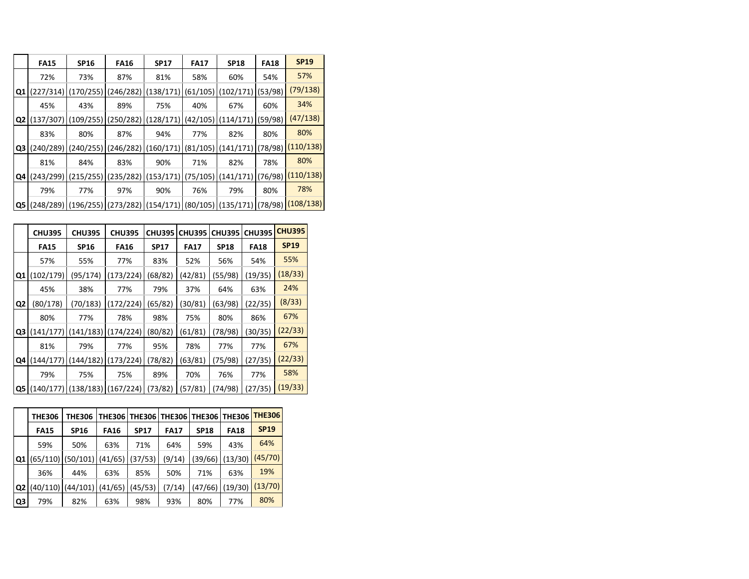| | FA15 | SP16 | FA16 | SP17 | FA17 | SP18 | FA18 | SP19 |
|---|---|---|---|---|---|---|---|---|
| Q1 | 72% | 73% | 87% | 81% | 58% | 60% | 54% | 57% |
| | (227/314) | (170/255) | (246/282) | (138/171) | (61/105) | (102/171) | (53/98) | (79/138) |
| Q2 | 45% | 43% | 89% | 75% | 40% | 67% | 60% | 34% |
| | (137/307) | (109/255) | (250/282) | (128/171) | (42/105) | (114/171) | (59/98) | (47/138) |
| Q3 | 83% | 80% | 87% | 94% | 77% | 82% | 80% | 80% |
| | (240/289) | (240/255) | (246/282) | (160/171) | (81/105) | (141/171) | (78/98) | (110/138) |
| Q4 | 81% | 84% | 83% | 90% | 71% | 82% | 78% | 80% |
| | (243/299) | (215/255) | (235/282) | (153/171) | (75/105) | (141/171) | (76/98) | (110/138) |
| Q5 | 79% | 77% | 97% | 90% | 76% | 79% | 80% | 78% |
| | (248/289) | (196/255) | (273/282) | (154/171) | (80/105) | (135/171) | (78/98) | (108/138) |

| | CHU395 | CHU395 | CHU395 | CHU395 | CHU395 | CHU395 | CHU395 | CHU395 |
|---|---|---|---|---|---|---|---|---|
| | FA15 | SP16 | FA16 | SP17 | FA17 | SP18 | FA18 | SP19 |
| Q1 | 57% | 55% | 77% | 83% | 52% | 56% | 54% | 55% |
| | (102/179) | (95/174) | (173/224) | (68/82) | (42/81) | (55/98) | (19/35) | (18/33) |
| Q2 | 45% | 38% | 77% | 79% | 37% | 64% | 63% | 24% |
| | (80/178) | (70/183) | (172/224) | (65/82) | (30/81) | (63/98) | (22/35) | (8/33) |
| Q3 | 80% | 77% | 78% | 98% | 75% | 80% | 86% | 67% |
| | (141/177) | (141/183) | (174/224) | (80/82) | (61/81) | (78/98) | (30/35) | (22/33) |
| Q4 | 81% | 79% | 77% | 95% | 78% | 77% | 77% | 67% |
| | (144/177) | (144/182) | (173/224) | (78/82) | (63/81) | (75/98) | (27/35) | (22/33) |
| Q5 | 79% | 75% | 75% | 89% | 70% | 76% | 77% | 58% |
| | (140/177) | (138/183) | (167/224) | (73/82) | (57/81) | (74/98) | (27/35) | (19/33) |

| | THE306 | THE306 | THE306 | THE306 | THE306 | THE306 | THE306 | THE306 |
|---|---|---|---|---|---|---|---|---|
| | FA15 | SP16 | FA16 | SP17 | FA17 | SP18 | FA18 | SP19 |
| Q1 | 59% | 50% | 63% | 71% | 64% | 59% | 43% | 64% |
| | (65/110) | (50/101) | (41/65) | (37/53) | (9/14) | (39/66) | (13/30) | (45/70) |
| Q2 | 36% | 44% | 63% | 85% | 50% | 71% | 63% | 19% |
| | (40/110) | (44/101) | (41/65) | (45/53) | (7/14) | (47/66) | (19/30) | (13/70) |
| Q3 | 79% | 82% | 63% | 98% | 93% | 80% | 77% | 80% |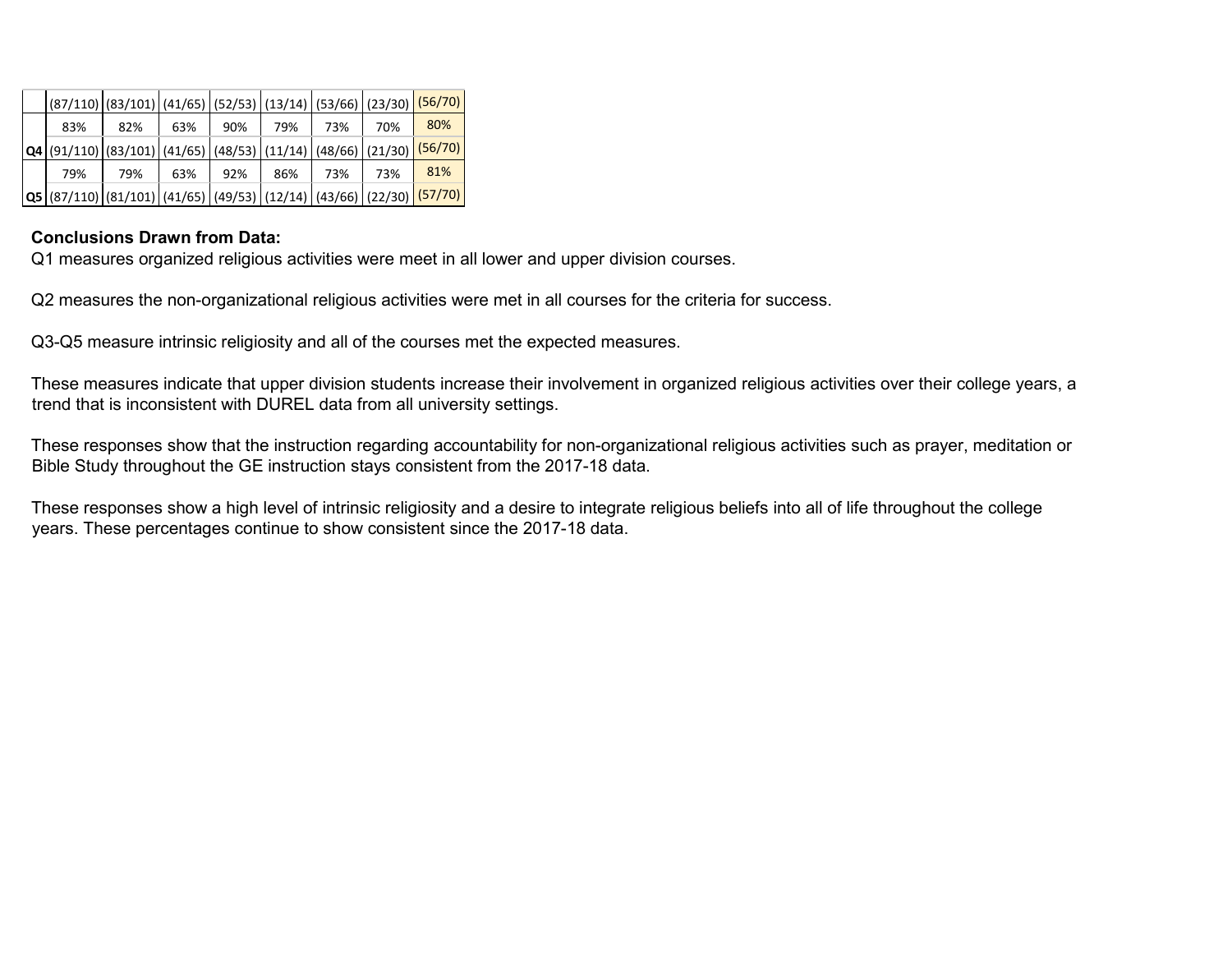| | | | | | | | | |
|---|---|---|---|---|---|---|---|---|
| | (87/110) | (83/101) | (41/65) | (52/53) | (13/14) | (53/66) | (23/30) | (56/70) |
| Q4 | 83% | 82% | 63% | 90% | 79% | 73% | 70% | 80% |
| | (91/110) | (83/101) | (41/65) | (48/53) | (11/14) | (48/66) | (21/30) | (56/70) |
| Q5 | 79% | 79% | 63% | 92% | 86% | 73% | 73% | 81% |
| | (87/110) | (81/101) | (41/65) | (49/53) | (12/14) | (43/66) | (22/30) | (57/70) |

**Conclusions Drawn from Data:**

Q1 measures organized religious activities were meet in all lower and upper division courses.

Q2 measures the non-organizational religious activities were met in all courses for the criteria for success.

Q3-Q5 measure intrinsic religiosity and all of the courses met the expected measures.

These measures indicate that upper division students increase their involvement in organized religious activities over their college years, a trend that is inconsistent with DUREL data from all university settings.

These responses show that the instruction regarding accountability for non-organizational religious activities such as prayer, meditation or Bible Study throughout the GE instruction stays consistent from the 2017-18 data.

These responses show a high level of intrinsic religiosity and a desire to integrate religious beliefs into all of life throughout the college years. These percentages continue to show consistent since the 2017-18 data.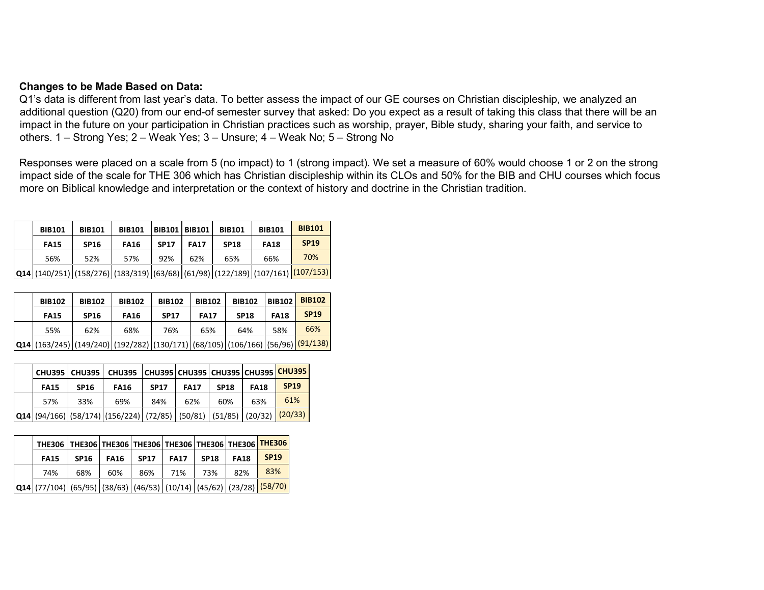**Changes to be Made Based on Data:**

Q1's data is different from last year's data. To better assess the impact of our GE courses on Christian discipleship, we analyzed an additional question (Q20) from our end-of semester survey that asked: Do you expect as a result of taking this class that there will be an impact in the future on your participation in Christian practices such as worship, prayer, Bible study, sharing your faith, and service to others. 1 – Strong Yes; 2 – Weak Yes; 3 – Unsure; 4 – Weak No; 5 – Strong No

Responses were placed on a scale from 5 (no impact) to 1 (strong impact). We set a measure of 60% would choose 1 or 2 on the strong impact side of the scale for THE 306 which has Christian discipleship within its CLOs and 50% for the BIB and CHU courses which focus more on Biblical knowledge and interpretation or the context of history and doctrine in the Christian tradition.

| | BIB101 | BIB101 | BIB101 | BIB101 | BIB101 | BIB101 | BIB101 | BIB101 |
|---|---|---|---|---|---|---|---|---|
| | FA15 | SP16 | FA16 | SP17 | FA17 | SP18 | FA18 | SP19 |
| Q14 | 56% | 52% | 57% | 92% | 62% | 65% | 66% | 70% |
| | (140/251) | (158/276) | (183/319) | (63/68) | (61/98) | (122/189) | (107/161) | (107/153) |

| | BIB102 | BIB102 | BIB102 | BIB102 | BIB102 | BIB102 | BIB102 | BIB102 |
|---|---|---|---|---|---|---|---|---|
| | FA15 | SP16 | FA16 | SP17 | FA17 | SP18 | FA18 | SP19 |
| Q14 | 55% | 62% | 68% | 76% | 65% | 64% | 58% | 66% |
| | (163/245) | (149/240) | (192/282) | (130/171) | (68/105) | (106/166) | (56/96) | (91/138) |

| | CHU395 | CHU395 | CHU395 | CHU395 | CHU395 | CHU395 | CHU395 | CHU395 |
|---|---|---|---|---|---|---|---|---|
| | FA15 | SP16 | FA16 | SP17 | FA17 | SP18 | FA18 | SP19 |
| Q14 | 57% | 33% | 69% | 84% | 62% | 60% | 63% | 61% |
| | (94/166) | (58/174) | (156/224) | (72/85) | (50/81) | (51/85) | (20/32) | (20/33) |

| | THE306 | THE306 | THE306 | THE306 | THE306 | THE306 | THE306 | THE306 |
|---|---|---|---|---|---|---|---|---|
| | FA15 | SP16 | FA16 | SP17 | FA17 | SP18 | FA18 | SP19 |
| Q14 | 74% | 68% | 60% | 86% | 71% | 73% | 82% | 83% |
| | (77/104) | (65/95) | (38/63) | (46/53) | (10/14) | (45/62) | (23/28) | (58/70) |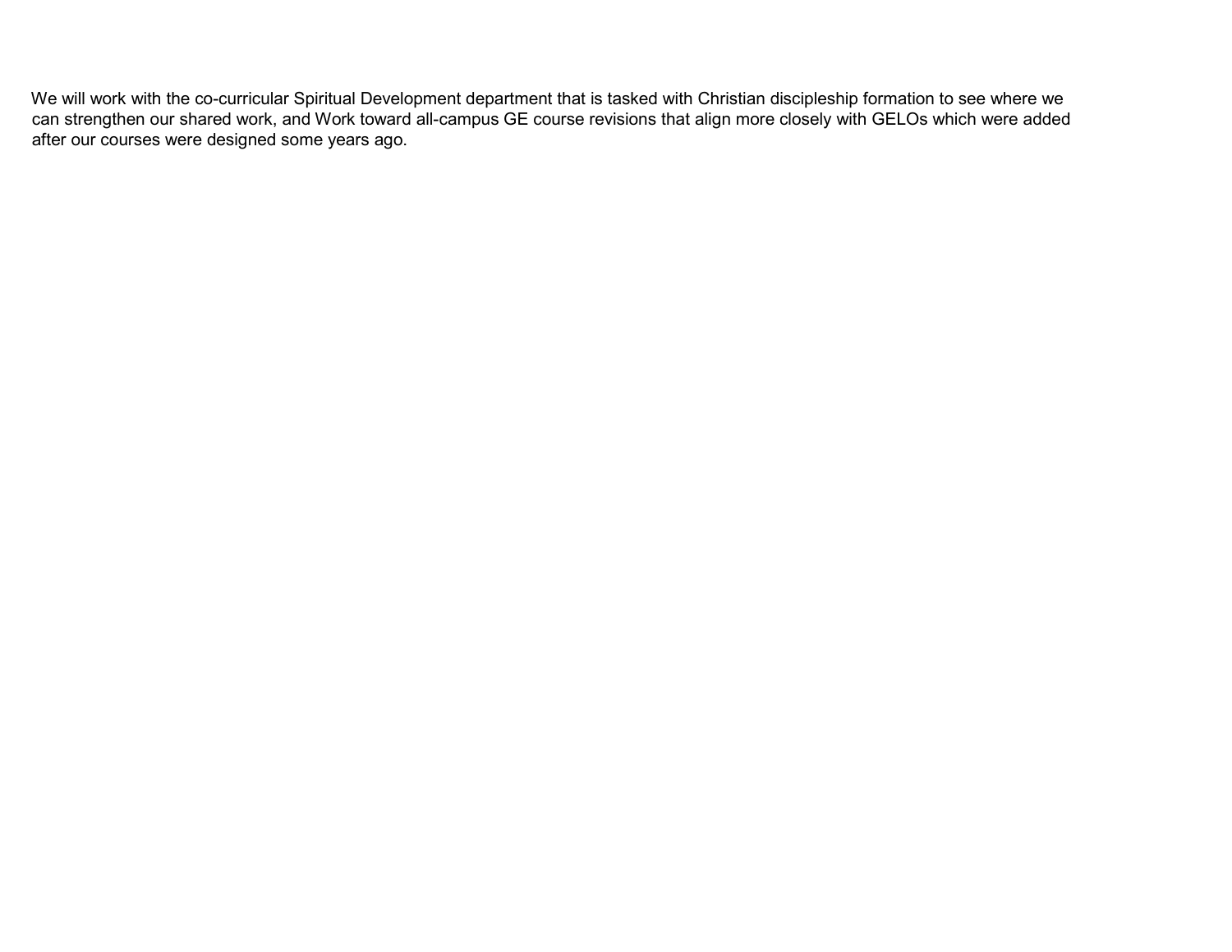We will work with the co-curricular Spiritual Development department that is tasked with Christian discipleship formation to see where we can strengthen our shared work, and Work toward all-campus GE course revisions that align more closely with GELOs which were added after our courses were designed some years ago.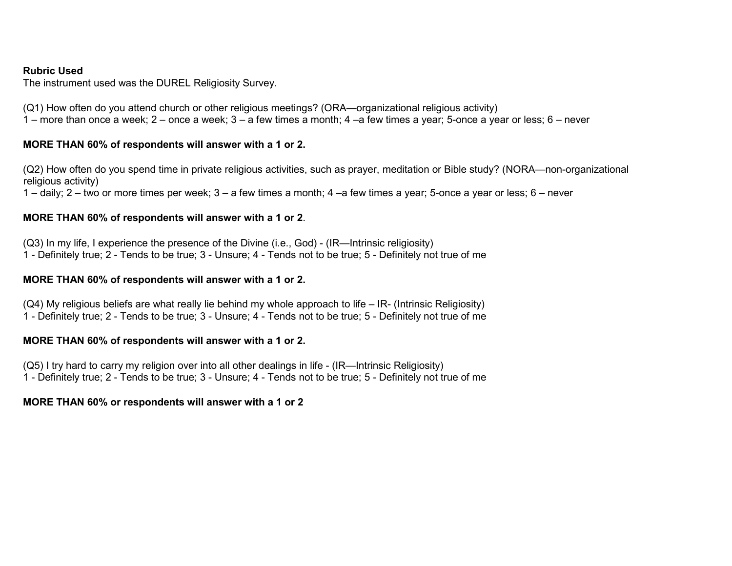**Rubric Used**
The instrument used was the DUREL Religiosity Survey.

(Q1) How often do you attend church or other religious meetings? (ORA—organizational religious activity)
1 – more than once a week; 2 – once a week; 3 – a few times a month; 4 –a few times a year; 5-once a year or less; 6 – never

**MORE THAN 60% of respondents will answer with a 1 or 2.**

(Q2) How often do you spend time in private religious activities, such as prayer, meditation or Bible study? (NORA—non-organizational religious activity)
1 – daily; 2 – two or more times per week; 3 – a few times a month; 4 –a few times a year; 5-once a year or less; 6 – never

**MORE THAN 60% of respondents will answer with a 1 or 2**.

(Q3) In my life, I experience the presence of the Divine (i.e., God) - (IR—Intrinsic religiosity)
1 - Definitely true; 2 - Tends to be true; 3 - Unsure; 4 - Tends not to be true; 5 - Definitely not true of me

**MORE THAN 60% of respondents will answer with a 1 or 2.**

(Q4) My religious beliefs are what really lie behind my whole approach to life – IR- (Intrinsic Religiosity)
1 - Definitely true; 2 - Tends to be true; 3 - Unsure; 4 - Tends not to be true; 5 - Definitely not true of me

**MORE THAN 60% of respondents will answer with a 1 or 2.**

(Q5) I try hard to carry my religion over into all other dealings in life - (IR—Intrinsic Religiosity)
1 - Definitely true; 2 - Tends to be true; 3 - Unsure; 4 - Tends not to be true; 5 - Definitely not true of me

**MORE THAN 60% or respondents will answer with a 1 or 2**